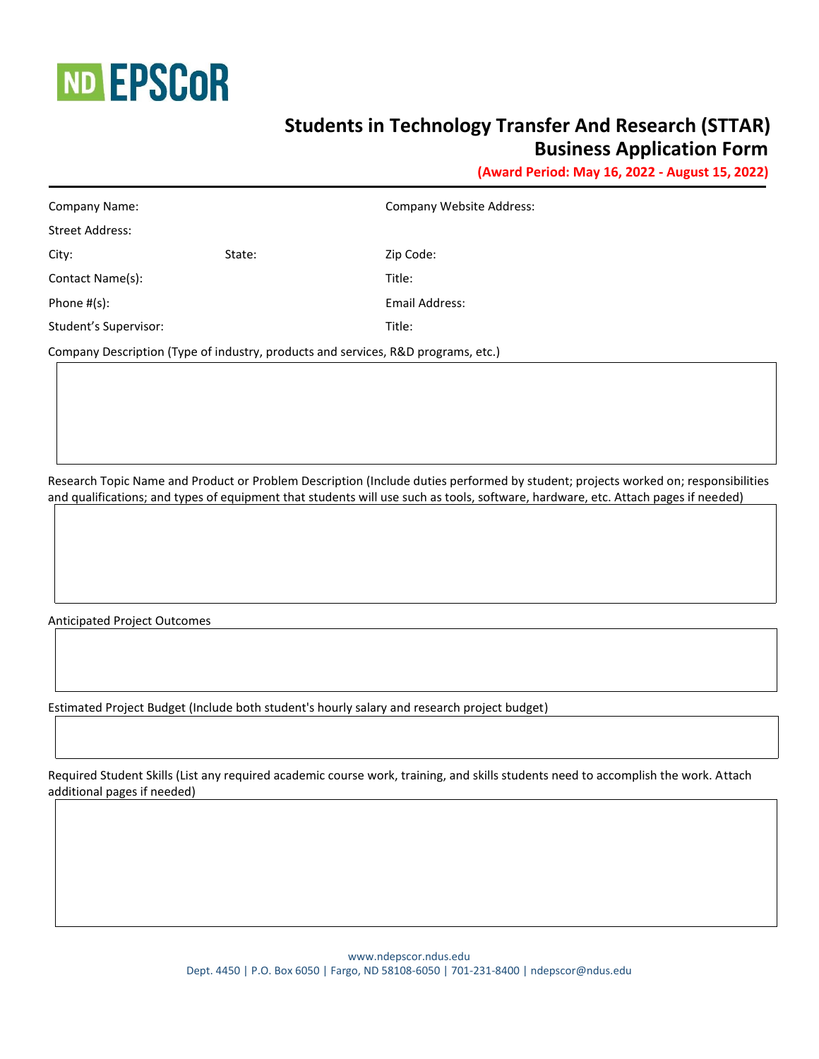ND EPSCoR

# Students in Technology Transfer And Research (STTAR) Business Application Form

**(Award Period: May 16, 2022 - August 15, 2022)**

---

Company Name: Company Website Address:

Street Address:

City: State: Zip Code:

Contact Name(s): Title:

Phone #(s): Email Address:

Student's Supervisor: Title:

Company Description (Type of industry, products and services, R&D programs, etc.)

Research Topic Name and Product or Problem Description (Include duties performed by student; projects worked on; responsibilities and qualifications; and types of equipment that students will use such as tools, software, hardware, etc. Attach pages if needed)

Anticipated Project Outcomes

Estimated Project Budget (Include both student's hourly salary and research project budget)

Required Student Skills (List any required academic course work, training, and skills students need to accomplish the work. Attach additional pages if needed)

www.ndepscor.ndus.edu
Dept. 4450 | P.O. Box 6050 | Fargo, ND 58108-6050 | 701-231-8400 | ndepscor@ndus.edu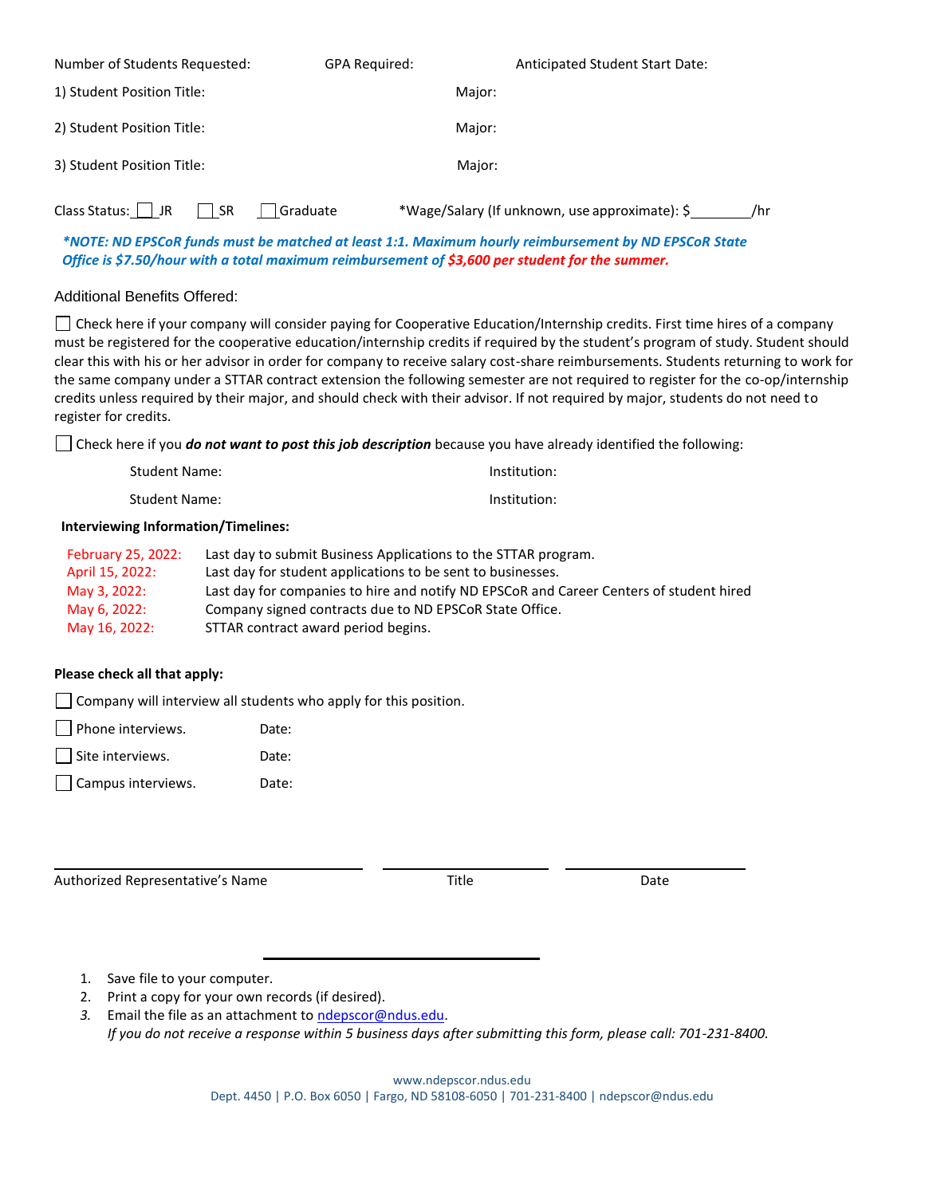Number of Students Requested: GPA Required: Anticipated Student Start Date:

1) Student Position Title: Major:

2) Student Position Title: Major:

3) Student Position Title: Major:

Class Status: ☐ JR ☐ SR ☐ Graduate *Wage/Salary (If unknown, use approximate): $________/hr

***NOTE: ND EPSCoR funds must be matched at least 1:1. Maximum hourly reimbursement by ND EPSCoR State Office is $7.50/hour with a total maximum reimbursement of $3,600 per student for the summer.***

Additional Benefits Offered:

☐ Check here if your company will consider paying for Cooperative Education/Internship credits. First time hires of a company must be registered for the cooperative education/internship credits if required by the student's program of study. Student should clear this with his or her advisor in order for company to receive salary cost-share reimbursements. Students returning to work for the same company under a STTAR contract extension the following semester are not required to register for the co-op/internship credits unless required by their major, and should check with their advisor. If not required by major, students do not need to register for credits.

☐ Check here if you ***do not want to post this job description*** because you have already identified the following:

Student Name: Institution:

Student Name: Institution:

**Interviewing Information/Timelines:**

| | |
|---|---|
| February 25, 2022: | Last day to submit Business Applications to the STTAR program. |
| April 15, 2022: | Last day for student applications to be sent to businesses. |
| May 3, 2022: | Last day for companies to hire and notify ND EPSCoR and Career Centers of student hired |
| May 6, 2022: | Company signed contracts due to ND EPSCoR State Office. |
| May 16, 2022: | STTAR contract award period begins. |

**Please check all that apply:**

☐ Company will interview all students who apply for this position.

☐ Phone interviews. Date:

☐ Site interviews. Date:

☐ Campus interviews. Date:

Authorized Representative's Name ____________________ Title ____________ Date ____________

1. Save file to your computer.
2. Print a copy for your own records (if desired).
3. Email the file as an attachment to ndepscor@ndus.edu.
   *If you do not receive a response within 5 business days after submitting this form, please call: 701-231-8400.*

www.ndepscor.ndus.edu
Dept. 4450 | P.O. Box 6050 | Fargo, ND 58108-6050 | 701-231-8400 | ndepscor@ndus.edu